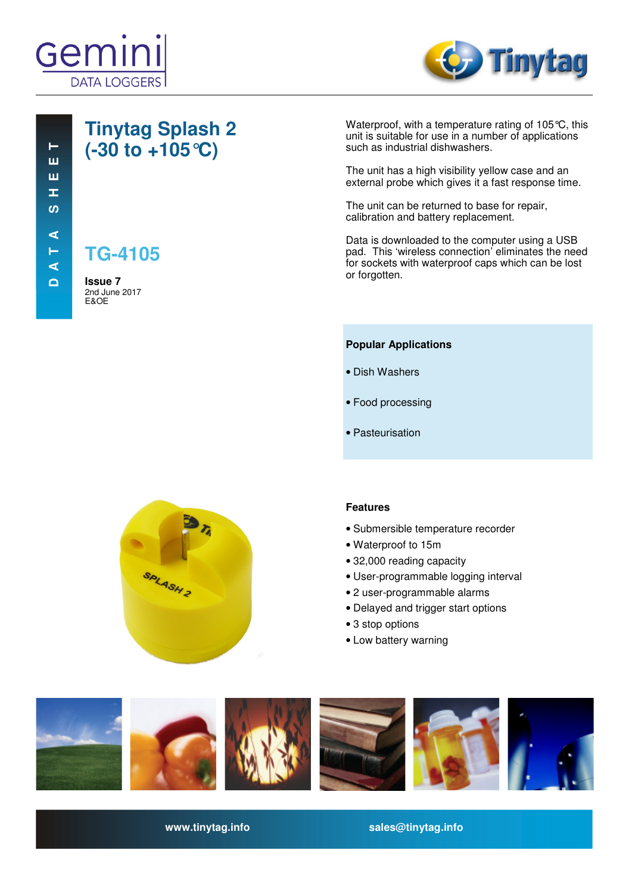Gemini DATA LOGGERS

Tinytag

DATA SHEET

# Tinytag Splash 2 (-30 to +105°C)

## TG-4105

**Issue 7**
2nd June 2017
E&OE

Waterproof, with a temperature rating of 105°C, this unit is suitable for use in a number of applications such as industrial dishwashers.

The unit has a high visibility yellow case and an external probe which gives it a fast response time.

The unit can be returned to base for repair, calibration and battery replacement.

Data is downloaded to the computer using a USB pad. This 'wireless connection' eliminates the need for sockets with waterproof caps which can be lost or forgotten.

### Popular Applications

- Dish Washers
- Food processing
- Pasteurisation

### Features

- Submersible temperature recorder
- Waterproof to 15m
- 32,000 reading capacity
- User-programmable logging interval
- 2 user-programmable alarms
- Delayed and trigger start options
- 3 stop options
- Low battery warning

www.tinytag.info sales@tinytag.info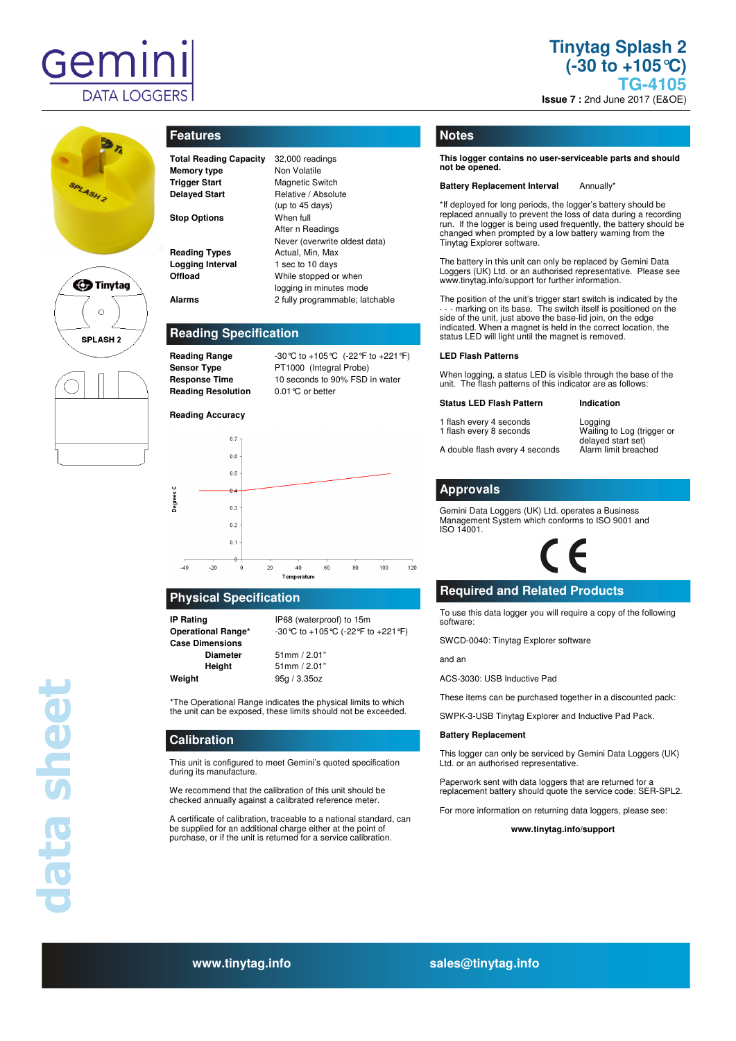# Tinytag Splash 2 (-30 to +105℃)

## TG-4105

**Issue 7 :** 2nd June 2017 (E&OE)

## Features

| | |
|---|---|
| **Total Reading Capacity** | 32,000 readings |
| **Memory type** | Non Volatile |
| **Trigger Start** | Magnetic Switch |
| **Delayed Start** | Relative / Absolute (up to 45 days) |
| **Stop Options** | When full<br>After n Readings<br>Never (overwrite oldest data) |
| **Reading Types** | Actual, Min, Max |
| **Logging Interval** | 1 sec to 10 days |
| **Offload** | While stopped or when logging in minutes mode |
| **Alarms** | 2 fully programmable; latchable |

## Reading Specification

| | |
|---|---|
| **Reading Range** | -30℃ to +105℃ (-22℉ to +221℉) |
| **Sensor Type** | PT1000 (Integral Probe) |
| **Response Time** | 10 seconds to 90% FSD in water |
| **Reading Resolution** | 0.01℃ or better |

**Reading Accuracy**

Degrees C

0.7
0.6
0.5
0.4
0.3
0.2
0.1
0

-40 -20 0 20 40 60 80 100 120

Temperature

## Physical Specification

| | |
|---|---|
| **IP Rating** | IP68 (waterproof) to 15m |
| **Operational Range*** | -30℃ to +105℃ (-22℉ to +221℉) |
| **Case Dimensions** | |
| **Diameter** | 51mm / 2.01" |
| **Height** | 51mm / 2.01" |
| **Weight** | 95g / 3.35oz |

*The Operational Range indicates the physical limits to which the unit can be exposed, these limits should not be exceeded.

## Calibration

This unit is configured to meet Gemini's quoted specification during its manufacture.

We recommend that the calibration of this unit should be checked annually against a calibrated reference meter.

A certificate of calibration, traceable to a national standard, can be supplied for an additional charge either at the point of purchase, or if the unit is returned for a service calibration.

## Notes

**This logger contains no user-serviceable parts and should not be opened.**

**Battery Replacement Interval** Annually*

*If deployed for long periods, the logger's battery should be replaced annually to prevent the loss of data during a recording run. If the logger is being used frequently, the battery should be changed when prompted by a low battery warning from the Tinytag Explorer software.

The battery in this unit can only be replaced by Gemini Data Loggers (UK) Ltd. or an authorised representative. Please see www.tinytag.info/support for further information.

The position of the unit's trigger start switch is indicated by the · · · marking on its base. The switch itself is positioned on the side of the unit, just above the base-lid join, on the edge indicated. When a magnet is held in the correct location, the status LED will light until the magnet is removed.

**LED Flash Patterns**

When logging, a status LED is visible through the base of the unit. The flash patterns of this indicator are as follows:

| Status LED Flash Pattern | Indication |
|---|---|
| 1 flash every 4 seconds | Logging |
| 1 flash every 8 seconds | Waiting to Log (trigger or delayed start set) |
| A double flash every 4 seconds | Alarm limit breached |

## Approvals

Gemini Data Loggers (UK) Ltd. operates a Business Management System which conforms to ISO 9001 and ISO 14001.

CE

## Required and Related Products

To use this data logger you will require a copy of the following software:

SWCD-0040: Tinytag Explorer software

and an

ACS-3030: USB Inductive Pad

These items can be purchased together in a discounted pack:

SWPK-3-USB Tinytag Explorer and Inductive Pad Pack.

**Battery Replacement**

This logger can only be serviced by Gemini Data Loggers (UK) Ltd. or an authorised representative.

Paperwork sent with data loggers that are returned for a replacement battery should quote the service code: SER-SPL2.

For more information on returning data loggers, please see:

**www.tinytag.info/support**

www.tinytag.info sales@tinytag.info